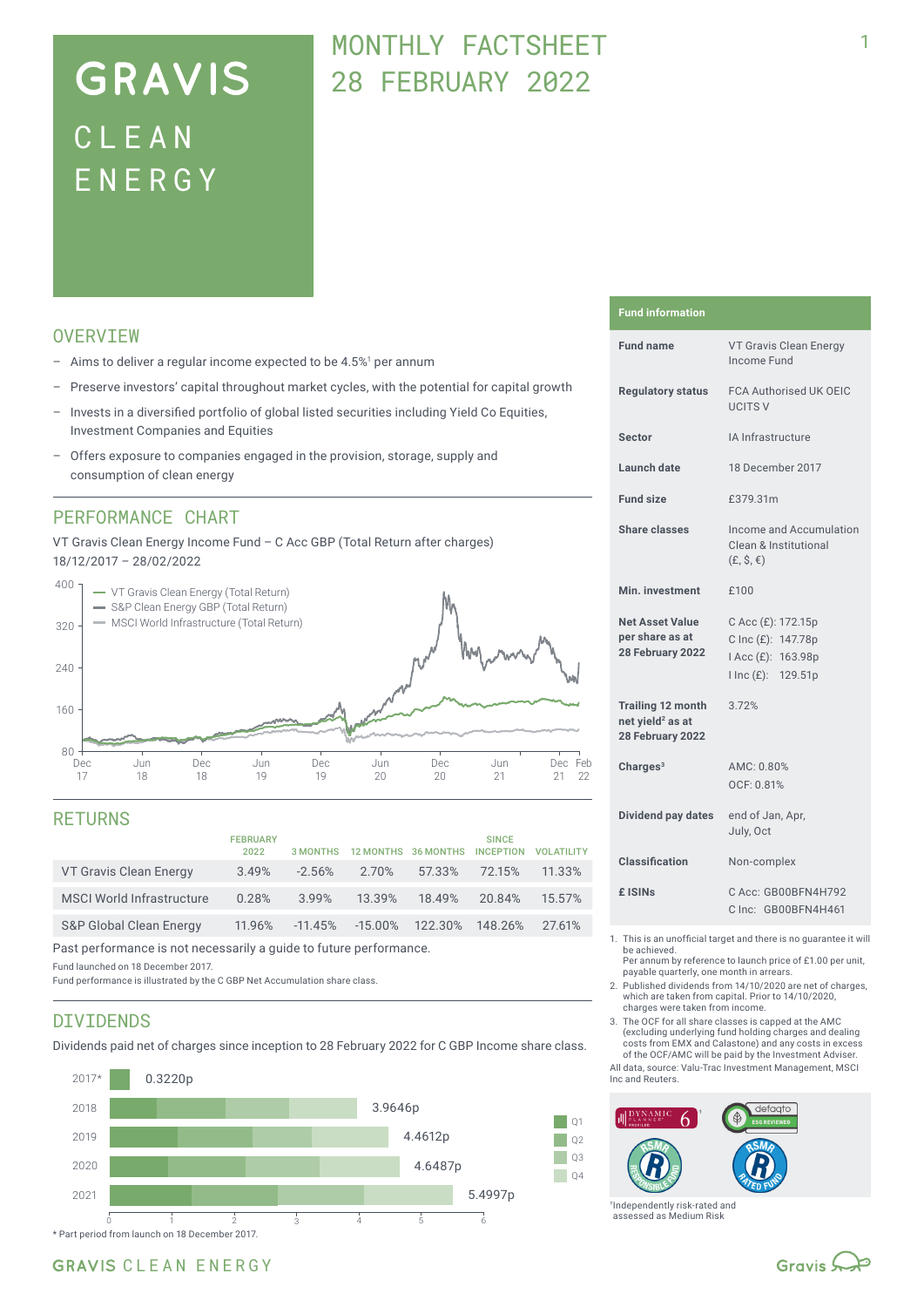# GRAVIS CLEAN ENERGY

## MONTHLY FACTSHEET 28 FEBRUARY 2022

## OVERVIEW

- Aims to deliver a regular income expected to be 4.5%[1] per annum
- Preserve investors' capital throughout market cycles, with the potential for capital growth
- Invests in a diversified portfolio of global listed securities including Yield Co Equities, Investment Companies and Equities
- Offers exposure to companies engaged in the provision, storage, supply and consumption of clean energy

## PERFORMANCE CHART

VT Gravis Clean Energy Income Fund – C Acc GBP (Total Return after charges)
18/12/2017 – 28/02/2022

- VT Gravis Clean Energy (Total Return)
- S&P Clean Energy GBP (Total Return)
- MSCI World Infrastructure (Total Return)

## RETURNS

| | FEBRUARY 2022 | 3 MONTHS | 12 MONTHS | 36 MONTHS | SINCE INCEPTION | VOLATILITY |
|---|---|---|---|---|---|---|
| VT Gravis Clean Energy | 3.49% | -2.56% | 2.70% | 57.33% | 72.15% | 11.33% |
| MSCI World Infrastructure | 0.28% | 3.99% | 13.39% | 18.49% | 20.84% | 15.57% |
| S&P Global Clean Energy | 11.96% | -11.45% | -15.00% | 122.30% | 148.26% | 27.61% |

Past performance is not necessarily a guide to future performance.

Fund launched on 18 December 2017.

Fund performance is illustrated by the C GBP Net Accumulation share class.

## DIVIDENDS

Dividends paid net of charges since inception to 28 February 2022 for C GBP Income share class.

| Year | Dividend |
|---|---|
| 2017* | 0.3220p |
| 2018 | 3.9646p |
| 2019 | 4.4612p |
| 2020 | 4.6487p |
| 2021 | 5.4997p |

\* Part period from launch on 18 December 2017.

## Fund information

| | |
|---|---|
| **Fund name** | VT Gravis Clean Energy Income Fund |
| **Regulatory status** | FCA Authorised UK OEIC UCITS V |
| **Sector** | IA Infrastructure |
| **Launch date** | 18 December 2017 |
| **Fund size** | £379.31m |
| **Share classes** | Income and Accumulation Clean & Institutional (£, $, €) |
| **Min. investment** | £100 |
| **Net Asset Value per share as at 28 February 2022** | C Acc (£): 172.15p<br>C Inc (£): 147.78p<br>I Acc (£): 163.98p<br>I Inc (£): 129.51p |
| **Trailing 12 month net yield[2] as at 28 February 2022** | 3.72% |
| **Charges[3]** | AMC: 0.80%<br>OCF: 0.81% |
| **Dividend pay dates** | end of Jan, Apr, July, Oct |
| **Classification** | Non-complex |
| **£ ISINs** | C Acc: GB00BFN4H792<br>C Inc: GB00BFN4H461 |

1. This is an unofficial target and there is no guarantee it will be achieved. Per annum by reference to launch price of £1.00 per unit, payable quarterly, one month in arrears.
2. Published dividends from 14/10/2020 are net of charges, which are taken from capital. Prior to 14/10/2020, charges were taken from income.
3. The OCF for all share classes is capped at the AMC (excluding underlying fund holding charges and dealing costs from EMX and Calastone) and any costs in excess of the OCF/AMC will be paid by the Investment Adviser.

All data, source: Valu-Trac Investment Management, MSCI Inc and Reuters.

†Independently risk-rated and assessed as Medium Risk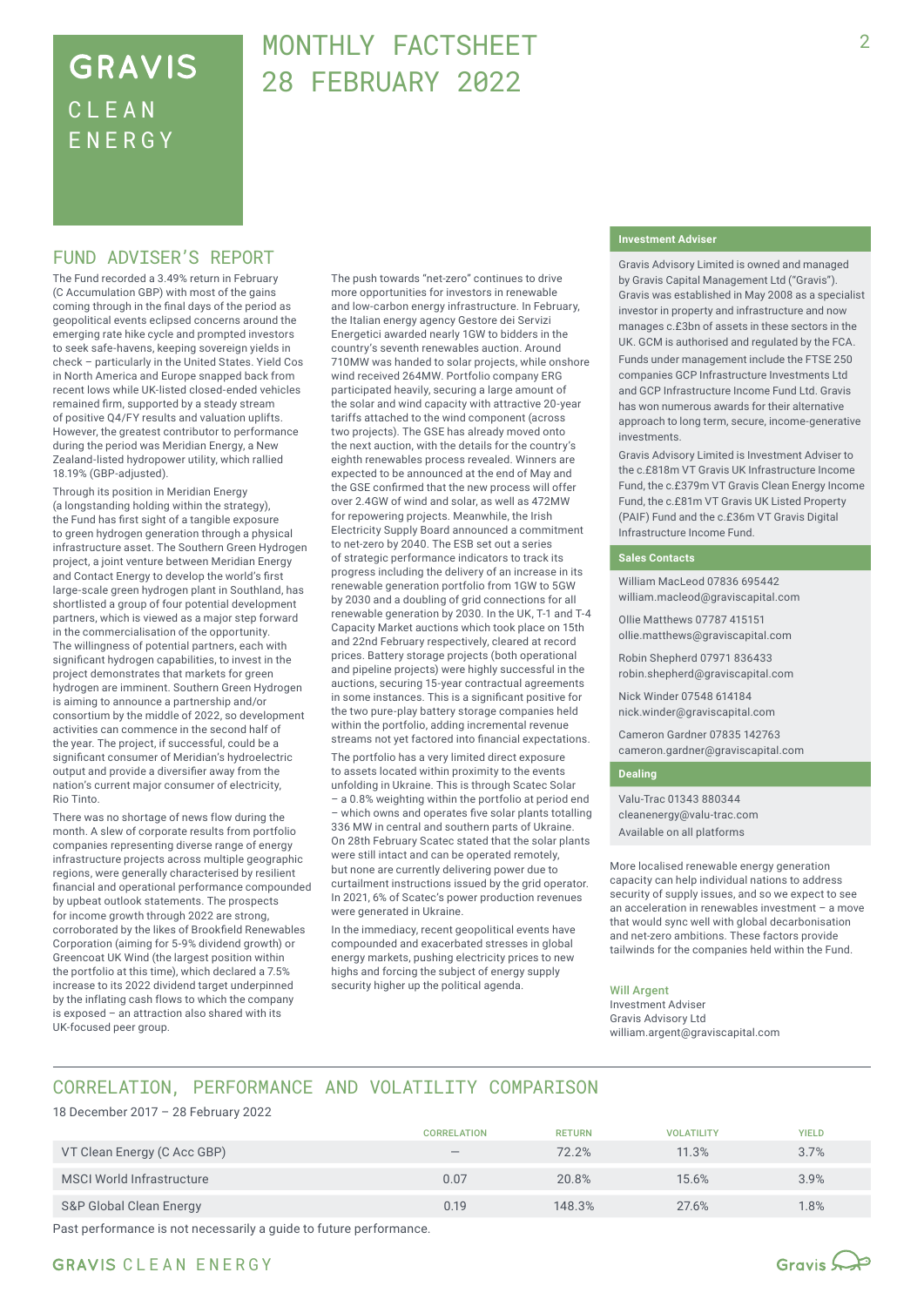# GRAVIS CLEAN ENERGY

# MONTHLY FACTSHEET 28 FEBRUARY 2022

## FUND ADVISER'S REPORT

The Fund recorded a 3.49% return in February (C Accumulation GBP) with most of the gains coming through in the final days of the period as geopolitical events eclipsed concerns around the emerging rate hike cycle and prompted investors to seek safe-havens, keeping sovereign yields in check – particularly in the United States. Yield Cos in North America and Europe snapped back from recent lows while UK-listed closed-ended vehicles remained firm, supported by a steady stream of positive Q4/FY results and valuation uplifts. However, the greatest contributor to performance during the period was Meridian Energy, a New Zealand-listed hydropower utility, which rallied 18.19% (GBP-adjusted).

Through its position in Meridian Energy (a longstanding holding within the strategy), the Fund has first sight of a tangible exposure to green hydrogen generation through a physical infrastructure asset. The Southern Green Hydrogen project, a joint venture between Meridian Energy and Contact Energy to develop the world's first large-scale green hydrogen plant in Southland, has shortlisted a group of four potential development partners, which is viewed as a major step forward in the commercialisation of the opportunity. The willingness of potential partners, each with significant hydrogen capabilities, to invest in the project demonstrates that markets for green hydrogen are imminent. Southern Green Hydrogen is aiming to announce a partnership and/or consortium by the middle of 2022, so development activities can commence in the second half of the year. The project, if successful, could be a significant consumer of Meridian's hydroelectric output and provide a diversifier away from the nation's current major consumer of electricity, Rio Tinto.

There was no shortage of news flow during the month. A slew of corporate results from portfolio companies representing diverse range of energy infrastructure projects across multiple geographic regions, were generally characterised by resilient financial and operational performance compounded by upbeat outlook statements. The prospects for income growth through 2022 are strong, corroborated by the likes of Brookfield Renewables Corporation (aiming for 5-9% dividend growth) or Greencoat UK Wind (the largest position within the portfolio at this time), which declared a 7.5% increase to its 2022 dividend target underpinned by the inflating cash flows to which the company is exposed – an attraction also shared with its UK-focused peer group.

The push towards "net-zero" continues to drive more opportunities for investors in renewable and low-carbon energy infrastructure. In February, the Italian energy agency Gestore dei Servizi Energetici awarded nearly 1GW to bidders in the country's seventh renewables auction. Around 710MW was handed to solar projects, while onshore wind received 264MW. Portfolio company ERG participated heavily, securing a large amount of the solar and wind capacity with attractive 20-year tariffs attached to the wind component (across two projects). The GSE has already moved onto the next auction, with the details for the country's eighth renewables process revealed. Winners are expected to be announced at the end of May and the GSE confirmed that the new process will offer over 2.4GW of wind and solar, as well as 472MW for repowering projects. Meanwhile, the Irish Electricity Supply Board announced a commitment to net-zero by 2040. The ESB set out a series of strategic performance indicators to track its progress including the delivery of an increase in its renewable generation portfolio from 1GW to 5GW by 2030 and a doubling of grid connections for all renewable generation by 2030. In the UK, T-1 and T-4 Capacity Market auctions which took place on 15th and 22nd February respectively, cleared at record prices. Battery storage projects (both operational and pipeline projects) were highly successful in the auctions, securing 15-year contractual agreements in some instances. This is a significant positive for the two pure-play battery storage companies held within the portfolio, adding incremental revenue streams not yet factored into financial expectations.

The portfolio has a very limited direct exposure to assets located within proximity to the events unfolding in Ukraine. This is through Scatec Solar – a 0.8% weighting within the portfolio at period end – which owns and operates five solar plants totalling 336 MW in central and southern parts of Ukraine. On 28th February Scatec stated that the solar plants were still intact and can be operated remotely, but none are currently delivering power due to curtailment instructions issued by the grid operator. In 2021, 6% of Scatec's power production revenues were generated in Ukraine.

In the immediacy, recent geopolitical events have compounded and exacerbated stresses in global energy markets, pushing electricity prices to new highs and forcing the subject of energy supply security higher up the political agenda.

More localised renewable energy generation capacity can help individual nations to address security of supply issues, and so we expect to see an acceleration in renewables investment – a move that would sync well with global decarbonisation and net-zero ambitions. These factors provide tailwinds for the companies held within the Fund.

**Will Argent**
Investment Adviser
Gravis Advisory Ltd
william.argent@graviscapital.com

### Investment Adviser

Gravis Advisory Limited is owned and managed by Gravis Capital Management Ltd ("Gravis"). Gravis was established in May 2008 as a specialist investor in property and infrastructure and now manages c.£3bn of assets in these sectors in the UK. GCM is authorised and regulated by the FCA.

Funds under management include the FTSE 250 companies GCP Infrastructure Investments Ltd and GCP Infrastructure Income Fund Ltd. Gravis has won numerous awards for their alternative approach to long term, secure, income-generative investments.

Gravis Advisory Limited is Investment Adviser to the c.£818m VT Gravis UK Infrastructure Income Fund, the c.£379m VT Gravis Clean Energy Income Fund, the c.£81m VT Gravis UK Listed Property (PAIF) Fund and the c.£36m VT Gravis Digital Infrastructure Income Fund.

### Sales Contacts

William MacLeod 07836 695442
william.macleod@graviscapital.com

Ollie Matthews 07787 415151
ollie.matthews@graviscapital.com

Robin Shepherd 07971 836433
robin.shepherd@graviscapital.com

Nick Winder 07548 614184
nick.winder@graviscapital.com

Cameron Gardner 07835 142763
cameron.gardner@graviscapital.com

### Dealing

Valu-Trac 01343 880344
cleanenergy@valu-trac.com
Available on all platforms

## CORRELATION, PERFORMANCE AND VOLATILITY COMPARISON

18 December 2017 – 28 February 2022

| | CORRELATION | RETURN | VOLATILITY | YIELD |
|---|---|---|---|---|
| VT Clean Energy (C Acc GBP) | – | 72.2% | 11.3% | 3.7% |
| MSCI World Infrastructure | 0.07 | 20.8% | 15.6% | 3.9% |
| S&P Global Clean Energy | 0.19 | 148.3% | 27.6% | 1.8% |

Past performance is not necessarily a guide to future performance.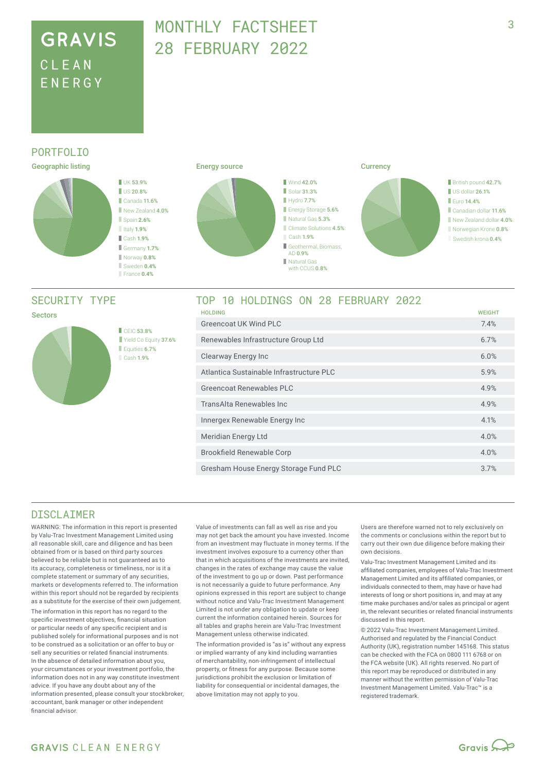# GRAVIS CLEAN ENERGY

# MONTHLY FACTSHEET 28 FEBRUARY 2022

## PORTFOLIO

### Geographic listing

UK 53.9%
US 20.8%
Canada 11.6%
New Zealand 4.0%
Spain 2.6%
Italy 1.9%
Cash 1.9%
Germany 1.7%
Norway 0.8%
Sweden 0.4%
France 0.4%

### Energy source

Wind 42.0%
Solar 31.3%
Hydro 7.7%
Energy Storage 5.6%
Natural Gas 5.3%
Climate Solutions 4.5%
Cash 1.9%
Geothermal, Biomass, AD 0.9%
Natural Gas with CCUS 0.8%

### Currency

British pound 42.7%
US dollar 26.1%
Euro 14.4%
Canadian dollar 11.6%
New Zealand dollar 4.0%
Norwegian Krone 0.8%
Swedish krona 0.4%

## SECURITY TYPE

### Sectors

CEIC 53.8%
Yield Co Equity 37.6%
Equities 6.7%
Cash 1.9%

## TOP 10 HOLDINGS ON 28 FEBRUARY 2022

| HOLDING | WEIGHT |
|---|---|
| Greencoat UK Wind PLC | 7.4% |
| Renewables Infrastructure Group Ltd | 6.7% |
| Clearway Energy Inc | 6.0% |
| Atlantica Sustainable Infrastructure PLC | 5.9% |
| Greencoat Renewables PLC | 4.9% |
| TransAlta Renewables Inc | 4.9% |
| Innergex Renewable Energy Inc | 4.1% |
| Meridian Energy Ltd | 4.0% |
| Brookfield Renewable Corp | 4.0% |
| Gresham House Energy Storage Fund PLC | 3.7% |

## DISCLAIMER

WARNING: The information in this report is presented by Valu-Trac Investment Management Limited using all reasonable skill, care and diligence and has been obtained from or is based on third party sources believed to be reliable but is not guaranteed as to its accuracy, completeness or timeliness, nor is it a complete statement or summary of any securities, markets or developments referred to. The information within this report should not be regarded by recipients as a substitute for the exercise of their own judgement.

The information in this report has no regard to the specific investment objectives, financial situation or particular needs of any specific recipient and is published solely for informational purposes and is not to be construed as a solicitation or an offer to buy or sell any securities or related financial instruments. In the absence of detailed information about you, your circumstances or your investment portfolio, the information does not in any way constitute investment advice. If you have any doubt about any of the information presented, please consult your stockbroker, accountant, bank manager or other independent financial advisor.

Value of investments can fall as well as rise and you may not get back the amount you have invested. Income from an investment may fluctuate in money terms. If the investment involves exposure to a currency other than that in which acquisitions of the investments are invited, changes in the rates of exchange may cause the value of the investment to go up or down. Past performance is not necessarily a guide to future performance. Any opinions expressed in this report are subject to change without notice and Valu-Trac Investment Management Limited is not under any obligation to update or keep current the information contained herein. Sources for all tables and graphs herein are Valu-Trac Investment Management unless otherwise indicated.

The information provided is "as is" without any express or implied warranty of any kind including warranties of merchantability, non-infringement of intellectual property, or fitness for any purpose. Because some jurisdictions prohibit the exclusion or limitation of liability for consequential or incidental damages, the above limitation may not apply to you.

Users are therefore warned not to rely exclusively on the comments or conclusions within the report but to carry out their own due diligence before making their own decisions.

Valu-Trac Investment Management Limited and its affiliated companies, employees of Valu-Trac Investment Management Limited and its affiliated companies, or individuals connected to them, may have or have had interests of long or short positions in, and may at any time make purchases and/or sales as principal or agent in, the relevant securities or related financial instruments discussed in this report.

© 2022 Valu-Trac Investment Management Limited. Authorised and regulated by the Financial Conduct Authority (UK), registration number 145168. This status can be checked with the FCA on 0800 111 6768 or on the FCA website (UK). All rights reserved. No part of this report may be reproduced or distributed in any manner without the written permission of Valu-Trac Investment Management Limited. Valu-Trac™ is a registered trademark.